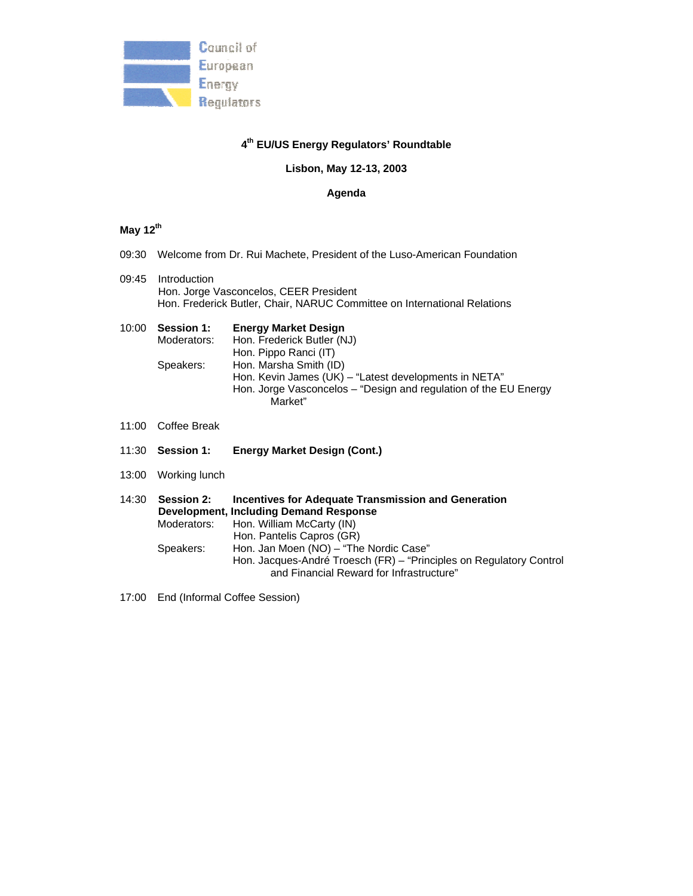Council of European Energy Regulators

**4th EU/US Energy Regulators' Roundtable**

**Lisbon, May 12-13, 2003**

**Agenda**

**May 12th**

09:30 Welcome from Dr. Rui Machete, President of the Luso-American Foundation

09:45 Introduction
Hon. Jorge Vasconcelos, CEER President
Hon. Frederick Butler, Chair, NARUC Committee on International Relations

10:00 **Session 1:** **Energy Market Design**
Moderators: Hon. Frederick Butler (NJ)
Hon. Pippo Ranci (IT)
Speakers: Hon. Marsha Smith (ID)
Hon. Kevin James (UK) – "Latest developments in NETA"
Hon. Jorge Vasconcelos – "Design and regulation of the EU Energy Market"

11:00 Coffee Break

11:30 **Session 1:** **Energy Market Design (Cont.)**

13:00 Working lunch

14:30 **Session 2:** **Incentives for Adequate Transmission and Generation Development, Including Demand Response**
Moderators: Hon. William McCarty (IN)
Hon. Pantelis Capros (GR)
Speakers: Hon. Jan Moen (NO) – "The Nordic Case"
Hon. Jacques-André Troesch (FR) – "Principles on Regulatory Control and Financial Reward for Infrastructure"

17:00 End (Informal Coffee Session)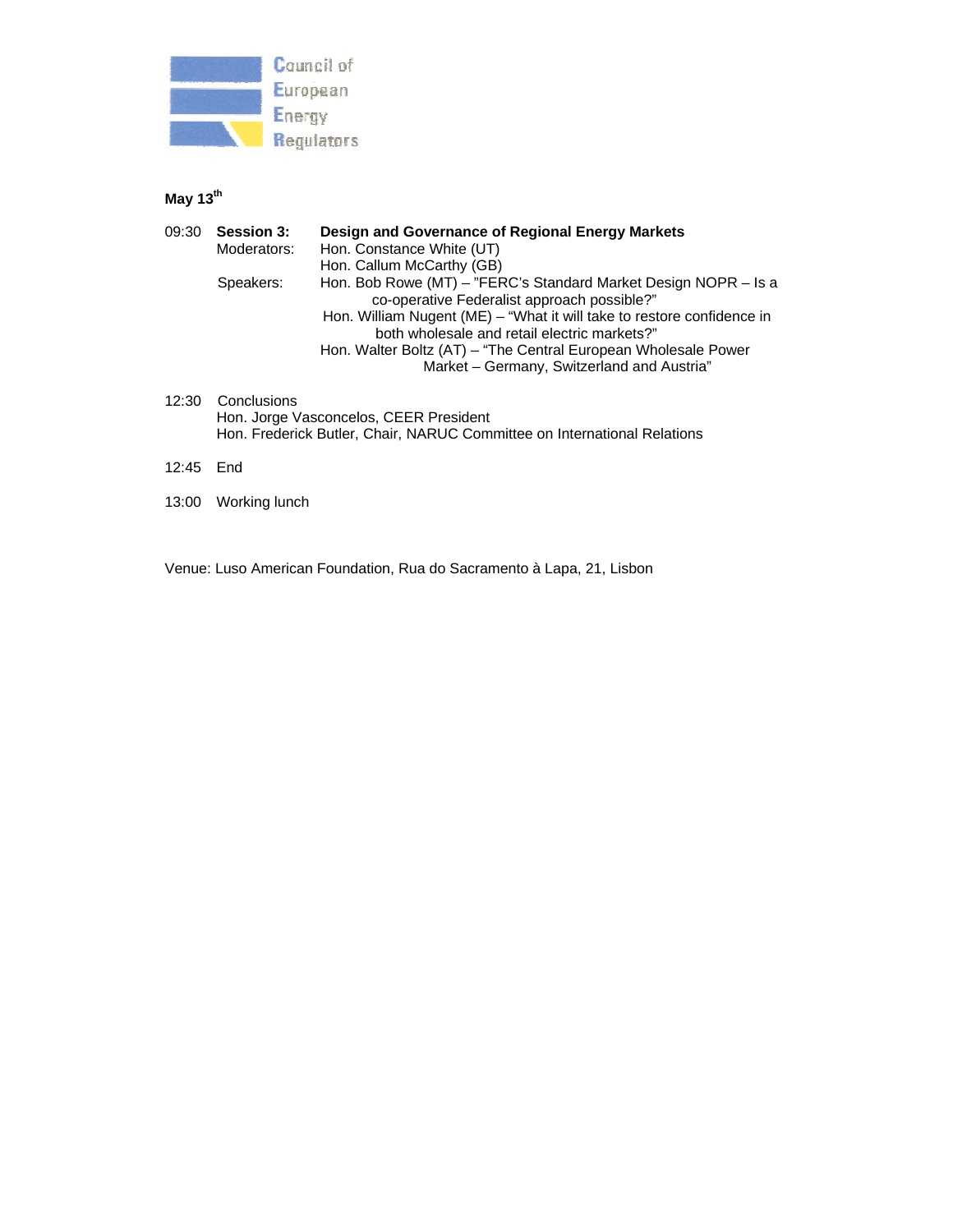Council of European Energy Regulators

**May 13th**

09:30 **Session 3:** **Design and Governance of Regional Energy Markets**

Moderators: Hon. Constance White (UT)
Hon. Callum McCarthy (GB)

Speakers: Hon. Bob Rowe (MT) – "FERC's Standard Market Design NOPR – Is a co-operative Federalist approach possible?"
Hon. William Nugent (ME) – "What it will take to restore confidence in both wholesale and retail electric markets?"
Hon. Walter Boltz (AT) – "The Central European Wholesale Power Market – Germany, Switzerland and Austria"

12:30 Conclusions
Hon. Jorge Vasconcelos, CEER President
Hon. Frederick Butler, Chair, NARUC Committee on International Relations

12:45 End

13:00 Working lunch

Venue: Luso American Foundation, Rua do Sacramento à Lapa, 21, Lisbon